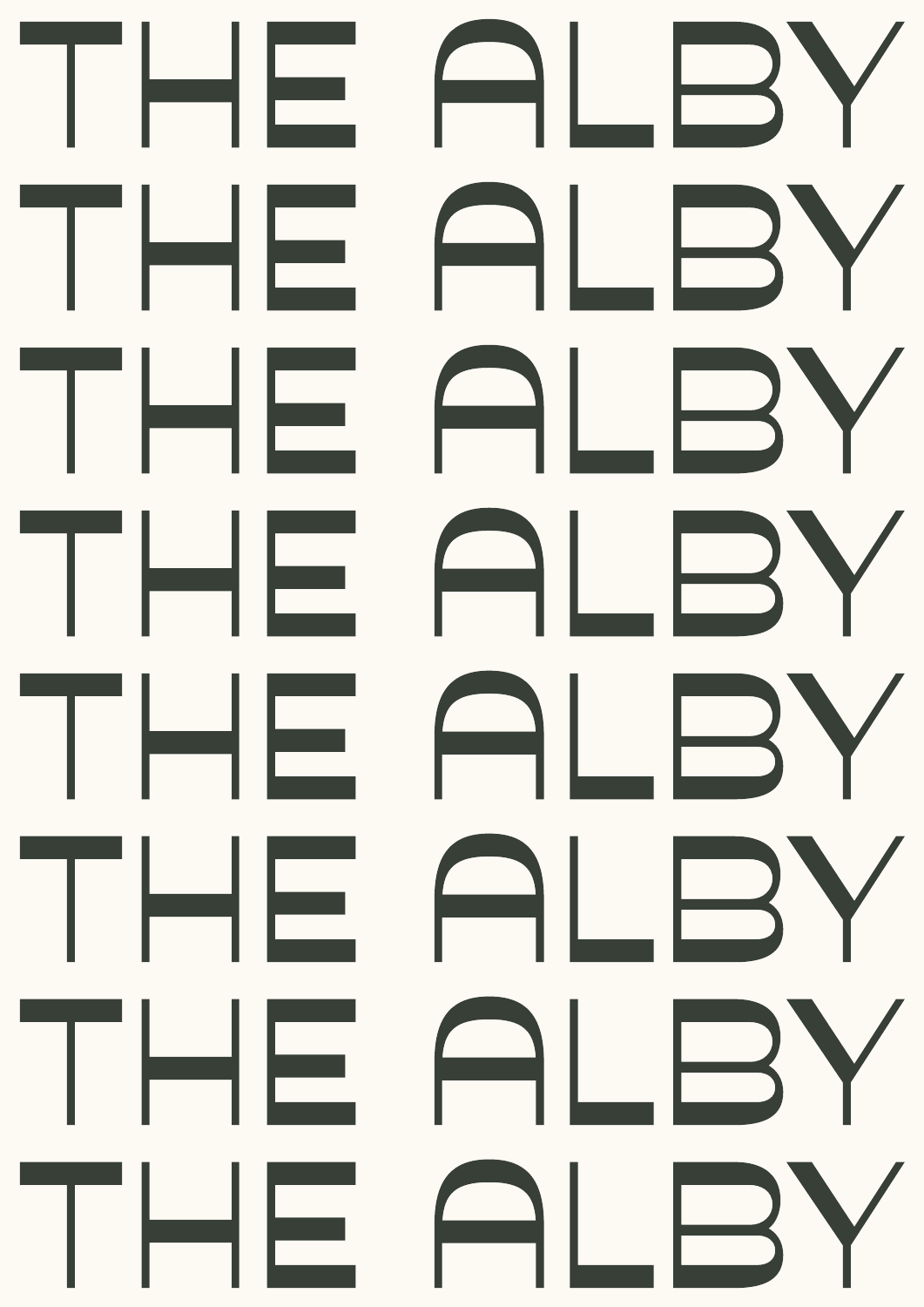THE ALBY
THE ALBY
THE ALBY
THE ALBY
THE ALBY
THE ALBY
THE ALBY
THE ALBY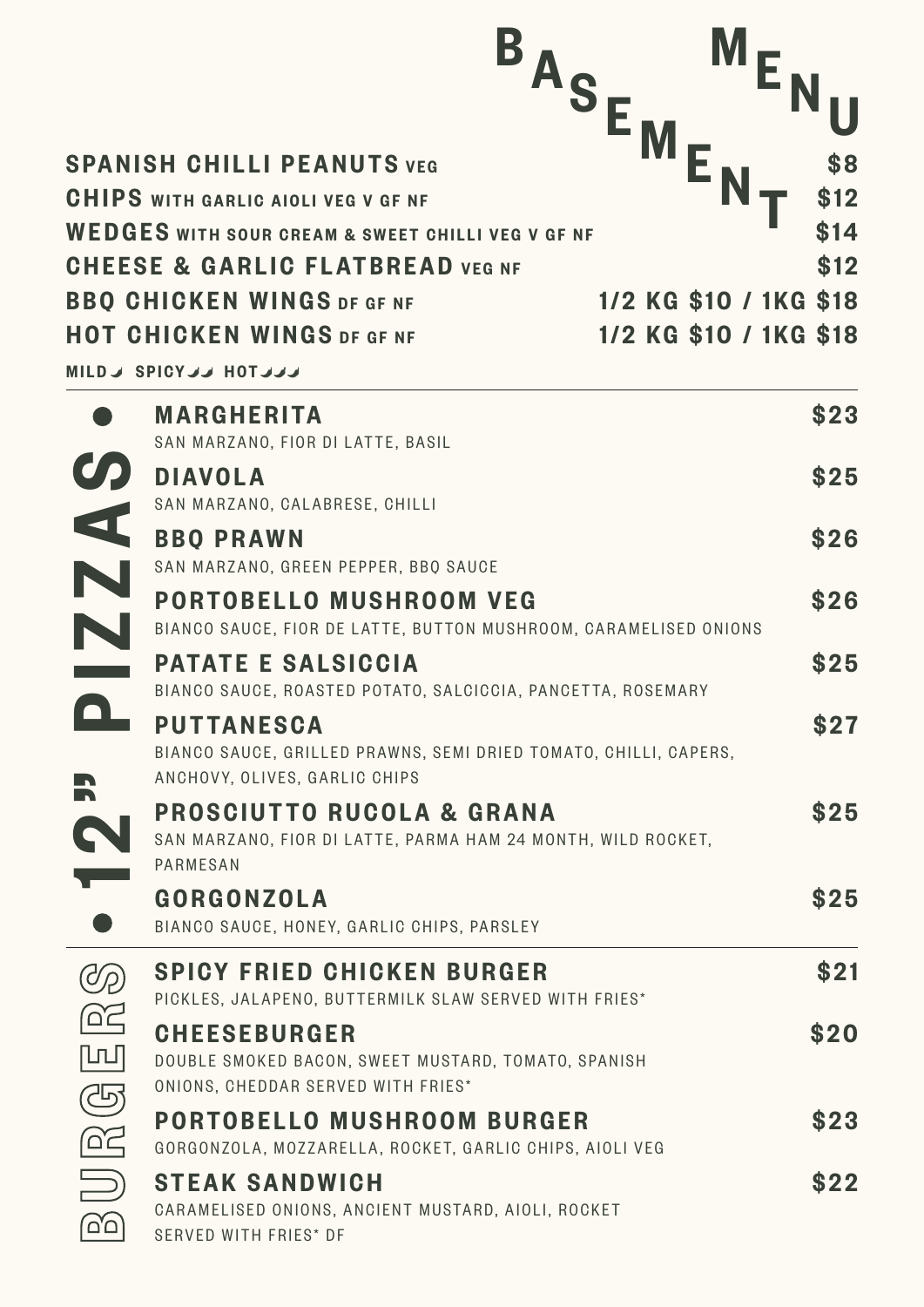# BASEMENT MENU

**SPANISH CHILLI PEANUTS** VEG — $8

**CHIPS** WITH GARLIC AIOLI VEG V GF NF — $12

**WEDGES** WITH SOUR CREAM & SWEET CHILLI VEG V GF NF — $14

**CHEESE & GARLIC FLATBREAD** VEG NF — $12

**BBQ CHICKEN WINGS** DF GF NF — 1/2 KG $10 / 1KG $18

**HOT CHICKEN WINGS** DF GF NF — 1/2 KG $10 / 1KG $18

MILD SPICY HOT

## 12" PIZZAS

**MARGHERITA** — $23
SAN MARZANO, FIOR DI LATTE, BASIL

**DIAVOLA** — $25
SAN MARZANO, CALABRESE, CHILLI

**BBQ PRAWN** — $26
SAN MARZANO, GREEN PEPPER, BBQ SAUCE

**PORTOBELLO MUSHROOM VEG** — $26
BIANCO SAUCE, FIOR DE LATTE, BUTTON MUSHROOM, CARAMELISED ONIONS

**PATATE E SALSICCIA** — $25
BIANCO SAUCE, ROASTED POTATO, SALCICCIA, PANCETTA, ROSEMARY

**PUTTANESCA** — $27
BIANCO SAUCE, GRILLED PRAWNS, SEMI DRIED TOMATO, CHILLI, CAPERS, ANCHOVY, OLIVES, GARLIC CHIPS

**PROSCIUTTO RUCOLA & GRANA** — $25
SAN MARZANO, FIOR DI LATTE, PARMA HAM 24 MONTH, WILD ROCKET, PARMESAN

**GORGONZOLA** — $25
BIANCO SAUCE, HONEY, GARLIC CHIPS, PARSLEY

## BURGERS

**SPICY FRIED CHICKEN BURGER** — $21
PICKLES, JALAPENO, BUTTERMILK SLAW SERVED WITH FRIES*

**CHEESEBURGER** — $20
DOUBLE SMOKED BACON, SWEET MUSTARD, TOMATO, SPANISH ONIONS, CHEDDAR SERVED WITH FRIES*

**PORTOBELLO MUSHROOM BURGER** — $23
GORGONZOLA, MOZZARELLA, ROCKET, GARLIC CHIPS, AIOLI VEG

**STEAK SANDWICH** — $22
CARAMELISED ONIONS, ANCIENT MUSTARD, AIOLI, ROCKET SERVED WITH FRIES* DF